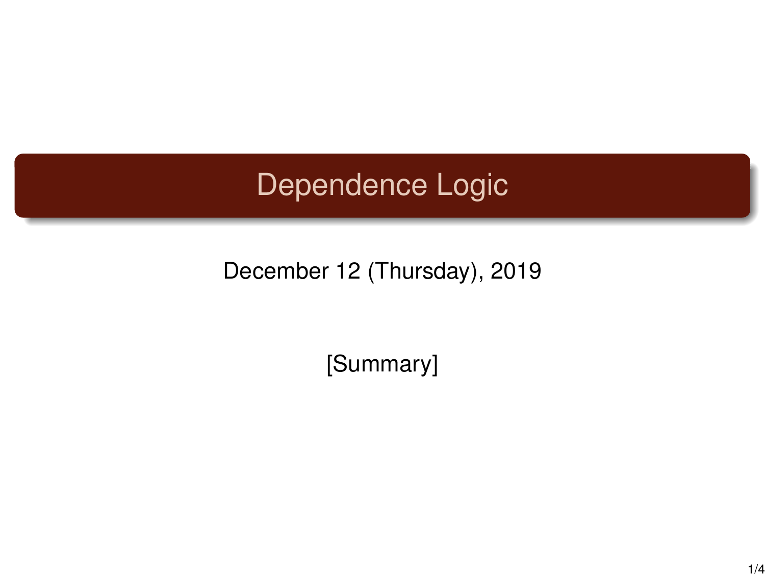# Dependence Logic

December 12 (Thursday), 2019

[Summary]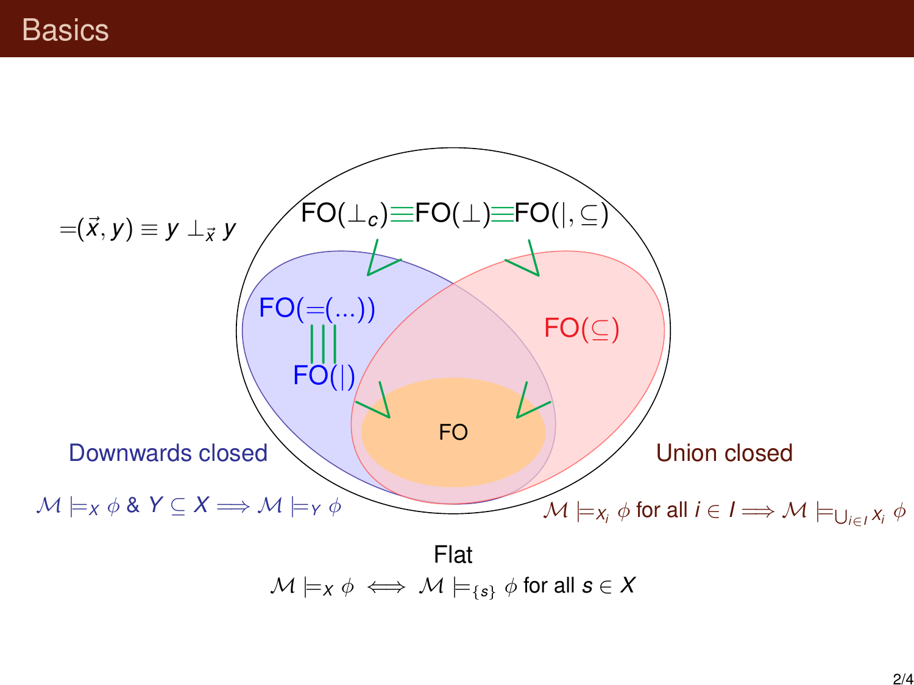# Basics

$=(\vec{x}, y) \equiv y \perp_{\vec{x}} y$

FO($\perp_c$) $\equiv$ FO($\perp$) $\equiv$ FO($|, \subseteq$)

FO($=(\ldots)$) $\equiv$ FO($|$)

FO($\subseteq$)

FO

Downwards closed

$\mathcal{M} \models_X \phi$ & $Y \subseteq X \Longrightarrow \mathcal{M} \models_Y \phi$

Union closed

$\mathcal{M} \models_{X_i} \phi$ for all $i \in I \Longrightarrow \mathcal{M} \models_{\bigcup_{i \in I} X_i} \phi$

Flat

$\mathcal{M} \models_X \phi \iff \mathcal{M} \models_{\{s\}} \phi$ for all $s \in X$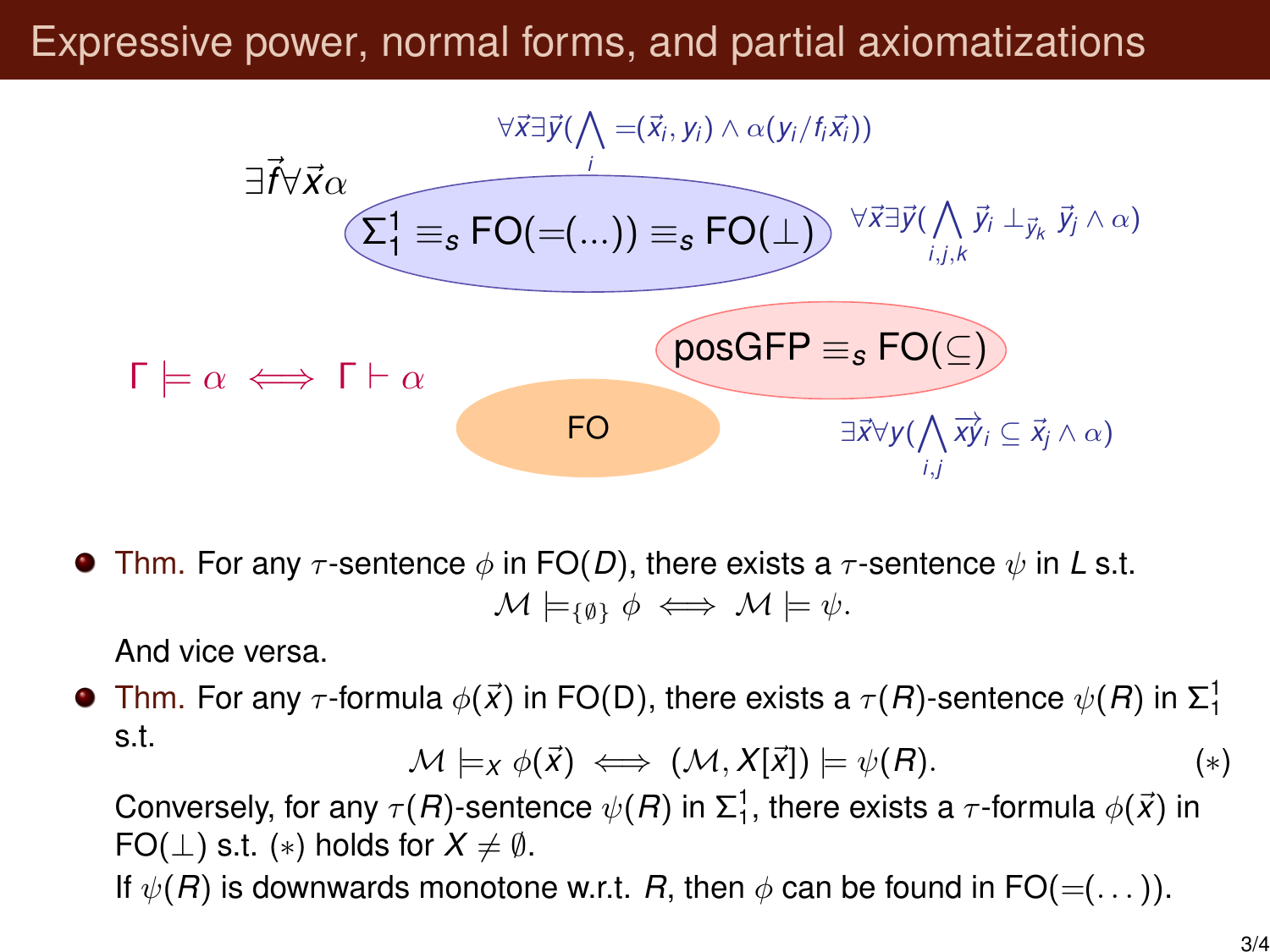# Expressive power, normal forms, and partial axiomatizations

$\forall\vec{x}\exists\vec{y}(\bigwedge_i =(\vec{x}_i, y_i) \wedge \alpha(y_i/f_i\vec{x}_i))$

$\exists\vec{f}\forall\vec{x}\alpha$

$\Sigma^1_1 \equiv_s \mathrm{FO}(=(\ldots)) \equiv_s \mathrm{FO}(\perp)$

$\forall\vec{x}\exists\vec{y}(\bigwedge_{i,j,k} \vec{y}_i \perp_{\vec{y}_k} \vec{y}_j \wedge \alpha)$

$\mathrm{posGFP} \equiv_s \mathrm{FO}(\subseteq)$

$\Gamma \models \alpha \iff \Gamma \vdash \alpha$

FO

$\exists\vec{x}\forall y(\bigwedge_{i,j} \vec{xy}_i \subseteq \vec{x}_j \wedge \alpha)$

- Thm. For any $\tau$-sentence $\phi$ in FO($D$), there exists a $\tau$-sentence $\psi$ in $L$ s.t.
$$\mathcal{M} \models_{\{\emptyset\}} \phi \iff \mathcal{M} \models \psi.$$
And vice versa.

- Thm. For any $\tau$-formula $\phi(\vec{x})$ in FO(D), there exists a $\tau(R)$-sentence $\psi(R)$ in $\Sigma^1_1$ s.t.
$$\mathcal{M} \models_X \phi(\vec{x}) \iff (\mathcal{M}, X[\vec{x}]) \models \psi(R). \quad (*)$$
Conversely, for any $\tau(R)$-sentence $\psi(R)$ in $\Sigma^1_1$, there exists a $\tau$-formula $\phi(\vec{x})$ in FO($\perp$) s.t. $(*)$ holds for $X \neq \emptyset$.
If $\psi(R)$ is downwards monotone w.r.t. $R$, then $\phi$ can be found in FO($=(\ldots)$).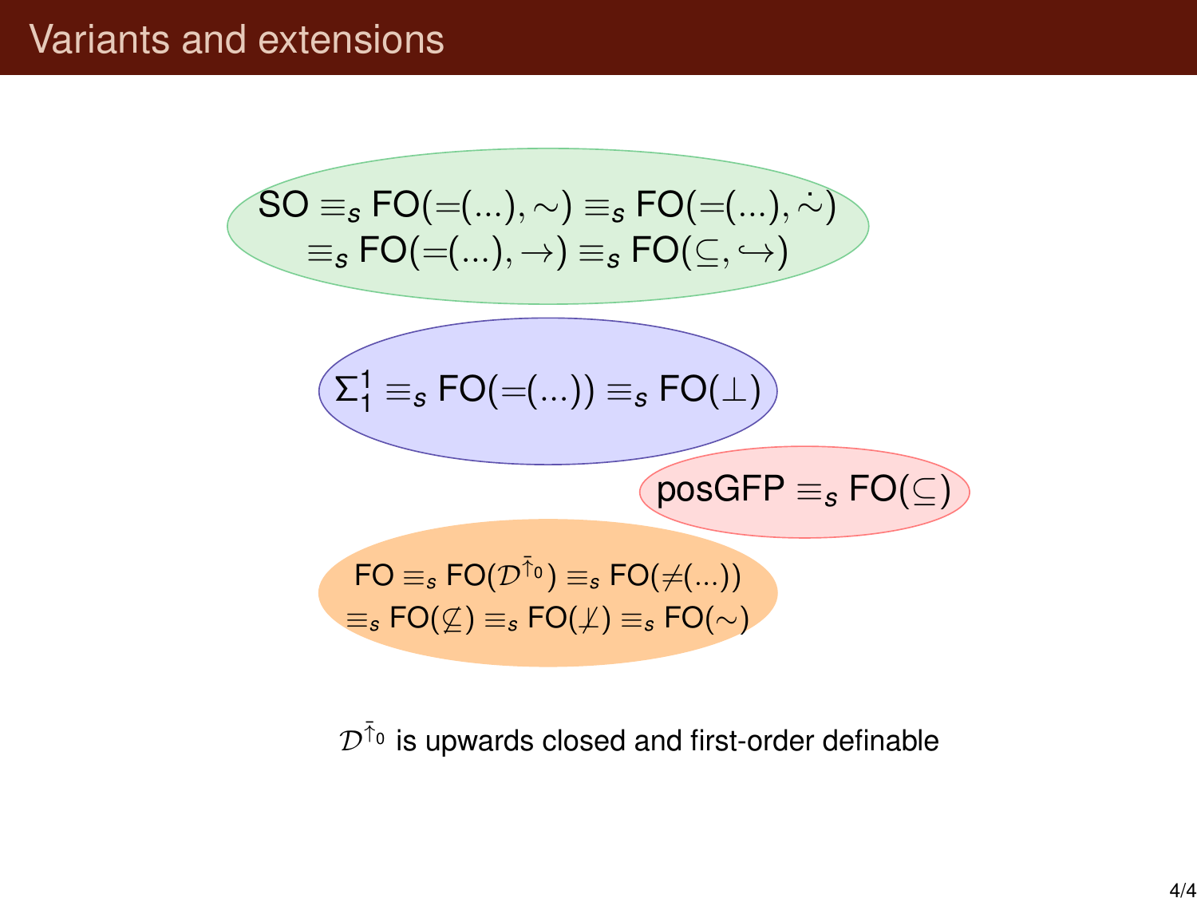# Variants and extensions

$$\mathsf{SO} \equiv_s \mathsf{FO}(=(\ldots), \sim) \equiv_s \mathsf{FO}(=(\ldots), \dot{\sim})$$
$$\equiv_s \mathsf{FO}(=(\ldots), \rightarrow) \equiv_s \mathsf{FO}(\subseteq, \hookrightarrow)$$

$$\Sigma^1_1 \equiv_s \mathsf{FO}(=(\ldots)) \equiv_s \mathsf{FO}(\perp)$$

$$\mathsf{posGFP} \equiv_s \mathsf{FO}(\subseteq)$$

$$\mathsf{FO} \equiv_s \mathsf{FO}(\mathcal{D}^{\bar{\uparrow}_0}) \equiv_s \mathsf{FO}(\neq(\ldots))$$
$$\equiv_s \mathsf{FO}(\not\subseteq) \equiv_s \mathsf{FO}(\not\perp) \equiv_s \mathsf{FO}(\sim)$$

$\mathcal{D}^{\bar{\uparrow}_0}$ is upwards closed and first-order definable